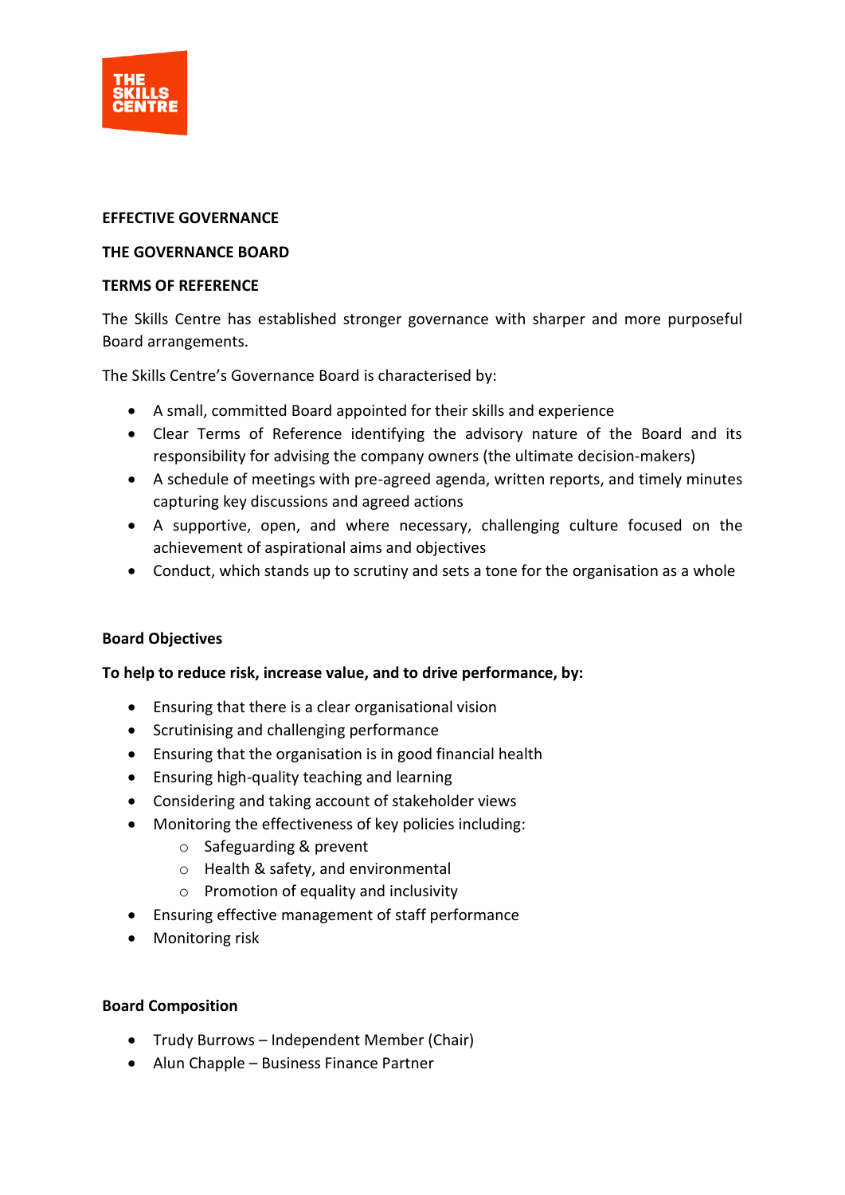**EFFECTIVE GOVERNANCE**

**THE GOVERNANCE BOARD**

**TERMS OF REFERENCE**

The Skills Centre has established stronger governance with sharper and more purposeful Board arrangements.

The Skills Centre's Governance Board is characterised by:

- A small, committed Board appointed for their skills and experience
- Clear Terms of Reference identifying the advisory nature of the Board and its responsibility for advising the company owners (the ultimate decision-makers)
- A schedule of meetings with pre-agreed agenda, written reports, and timely minutes capturing key discussions and agreed actions
- A supportive, open, and where necessary, challenging culture focused on the achievement of aspirational aims and objectives
- Conduct, which stands up to scrutiny and sets a tone for the organisation as a whole

**Board Objectives**

**To help to reduce risk, increase value, and to drive performance, by:**

- Ensuring that there is a clear organisational vision
- Scrutinising and challenging performance
- Ensuring that the organisation is in good financial health
- Ensuring high-quality teaching and learning
- Considering and taking account of stakeholder views
- Monitoring the effectiveness of key policies including:
  - Safeguarding & prevent
  - Health & safety, and environmental
  - Promotion of equality and inclusivity
- Ensuring effective management of staff performance
- Monitoring risk

**Board Composition**

- Trudy Burrows – Independent Member (Chair)
- Alun Chapple – Business Finance Partner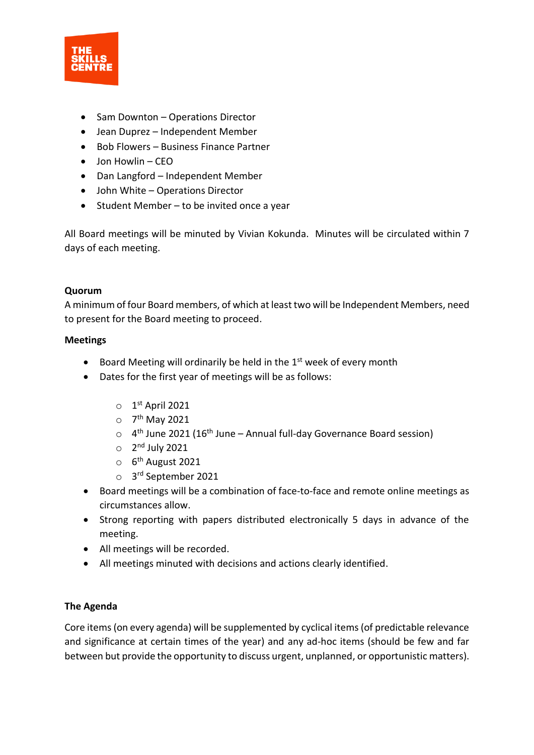- Sam Downton – Operations Director
- Jean Duprez – Independent Member
- Bob Flowers – Business Finance Partner
- Jon Howlin – CEO
- Dan Langford – Independent Member
- John White – Operations Director
- Student Member – to be invited once a year

All Board meetings will be minuted by Vivian Kokunda. Minutes will be circulated within 7 days of each meeting.

**Quorum**

A minimum of four Board members, of which at least two will be Independent Members, need to present for the Board meeting to proceed.

**Meetings**

- Board Meeting will ordinarily be held in the 1st week of every month
- Dates for the first year of meetings will be as follows:
    - 1st April 2021
    - 7th May 2021
    - 4th June 2021 (16th June – Annual full-day Governance Board session)
    - 2nd July 2021
    - 6th August 2021
    - 3rd September 2021
- Board meetings will be a combination of face-to-face and remote online meetings as circumstances allow.
- Strong reporting with papers distributed electronically 5 days in advance of the meeting.
- All meetings will be recorded.
- All meetings minuted with decisions and actions clearly identified.

**The Agenda**

Core items (on every agenda) will be supplemented by cyclical items (of predictable relevance and significance at certain times of the year) and any ad-hoc items (should be few and far between but provide the opportunity to discuss urgent, unplanned, or opportunistic matters).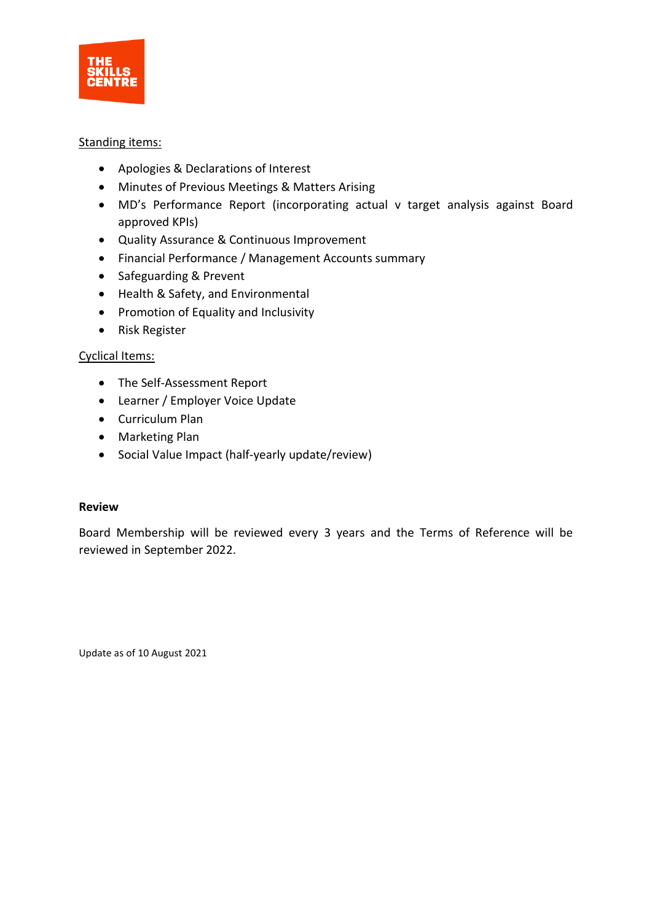THE SKILLS CENTRE

Standing items:

- Apologies & Declarations of Interest
- Minutes of Previous Meetings & Matters Arising
- MD's Performance Report (incorporating actual v target analysis against Board approved KPIs)
- Quality Assurance & Continuous Improvement
- Financial Performance / Management Accounts summary
- Safeguarding & Prevent
- Health & Safety, and Environmental
- Promotion of Equality and Inclusivity
- Risk Register

Cyclical Items:

- The Self-Assessment Report
- Learner / Employer Voice Update
- Curriculum Plan
- Marketing Plan
- Social Value Impact (half-yearly update/review)

**Review**

Board Membership will be reviewed every 3 years and the Terms of Reference will be reviewed in September 2022.

Update as of 10 August 2021